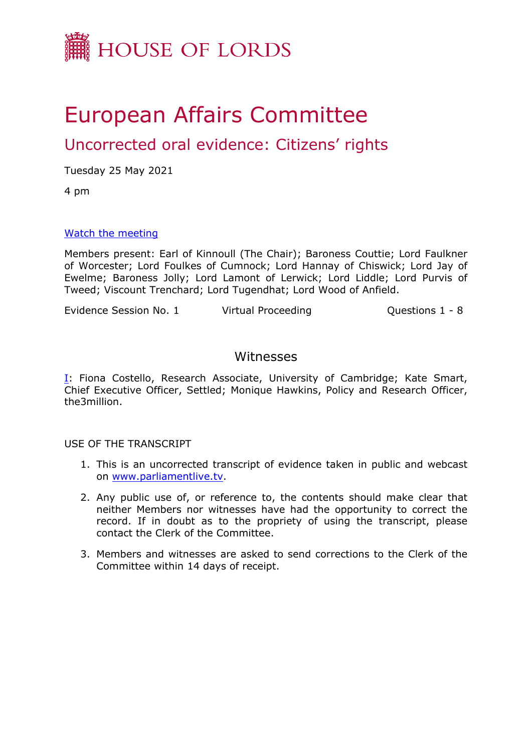# HOUSE OF LORDS

# European Affairs Committee

## Uncorrected oral evidence: Citizens' rights

Tuesday 25 May 2021

4 pm

[Watch the meeting](#)

Members present: Earl of Kinnoull (The Chair); Baroness Couttie; Lord Faulkner of Worcester; Lord Foulkes of Cumnock; Lord Hannay of Chiswick; Lord Jay of Ewelme; Baroness Jolly; Lord Lamont of Lerwick; Lord Liddle; Lord Purvis of Tweed; Viscount Trenchard; Lord Tugendhat; Lord Wood of Anfield.

Evidence Session No. 1 Virtual Proceeding Questions 1 - 8

### Witnesses

[I](#): Fiona Costello, Research Associate, University of Cambridge; Kate Smart, Chief Executive Officer, Settled; Monique Hawkins, Policy and Research Officer, the3million.

USE OF THE TRANSCRIPT

1. This is an uncorrected transcript of evidence taken in public and webcast on [www.parliamentlive.tv](http://www.parliamentlive.tv).
2. Any public use of, or reference to, the contents should make clear that neither Members nor witnesses have had the opportunity to correct the record. If in doubt as to the propriety of using the transcript, please contact the Clerk of the Committee.
3. Members and witnesses are asked to send corrections to the Clerk of the Committee within 14 days of receipt.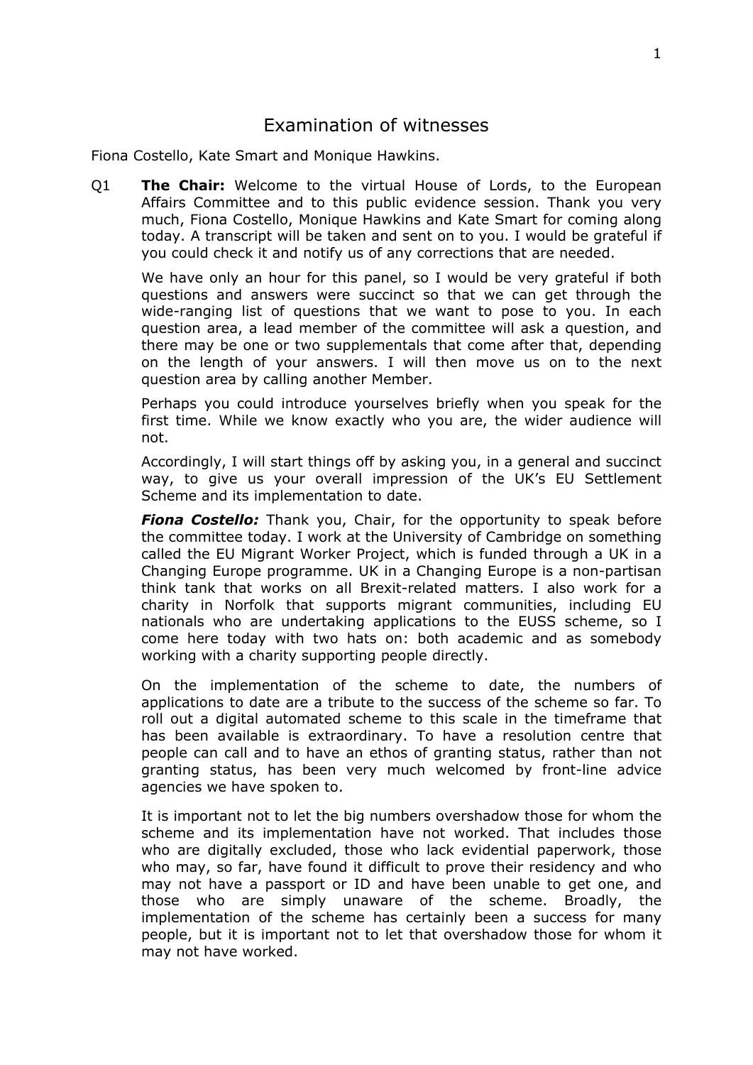# Examination of witnesses

Fiona Costello, Kate Smart and Monique Hawkins.

Q1 **The Chair:** Welcome to the virtual House of Lords, to the European Affairs Committee and to this public evidence session. Thank you very much, Fiona Costello, Monique Hawkins and Kate Smart for coming along today. A transcript will be taken and sent on to you. I would be grateful if you could check it and notify us of any corrections that are needed.

We have only an hour for this panel, so I would be very grateful if both questions and answers were succinct so that we can get through the wide-ranging list of questions that we want to pose to you. In each question area, a lead member of the committee will ask a question, and there may be one or two supplementals that come after that, depending on the length of your answers. I will then move us on to the next question area by calling another Member.

Perhaps you could introduce yourselves briefly when you speak for the first time. While we know exactly who you are, the wider audience will not.

Accordingly, I will start things off by asking you, in a general and succinct way, to give us your overall impression of the UK's EU Settlement Scheme and its implementation to date.

***Fiona Costello:*** Thank you, Chair, for the opportunity to speak before the committee today. I work at the University of Cambridge on something called the EU Migrant Worker Project, which is funded through a UK in a Changing Europe programme. UK in a Changing Europe is a non-partisan think tank that works on all Brexit-related matters. I also work for a charity in Norfolk that supports migrant communities, including EU nationals who are undertaking applications to the EUSS scheme, so I come here today with two hats on: both academic and as somebody working with a charity supporting people directly.

On the implementation of the scheme to date, the numbers of applications to date are a tribute to the success of the scheme so far. To roll out a digital automated scheme to this scale in the timeframe that has been available is extraordinary. To have a resolution centre that people can call and to have an ethos of granting status, rather than not granting status, has been very much welcomed by front-line advice agencies we have spoken to.

It is important not to let the big numbers overshadow those for whom the scheme and its implementation have not worked. That includes those who are digitally excluded, those who lack evidential paperwork, those who may, so far, have found it difficult to prove their residency and who may not have a passport or ID and have been unable to get one, and those who are simply unaware of the scheme. Broadly, the implementation of the scheme has certainly been a success for many people, but it is important not to let that overshadow those for whom it may not have worked.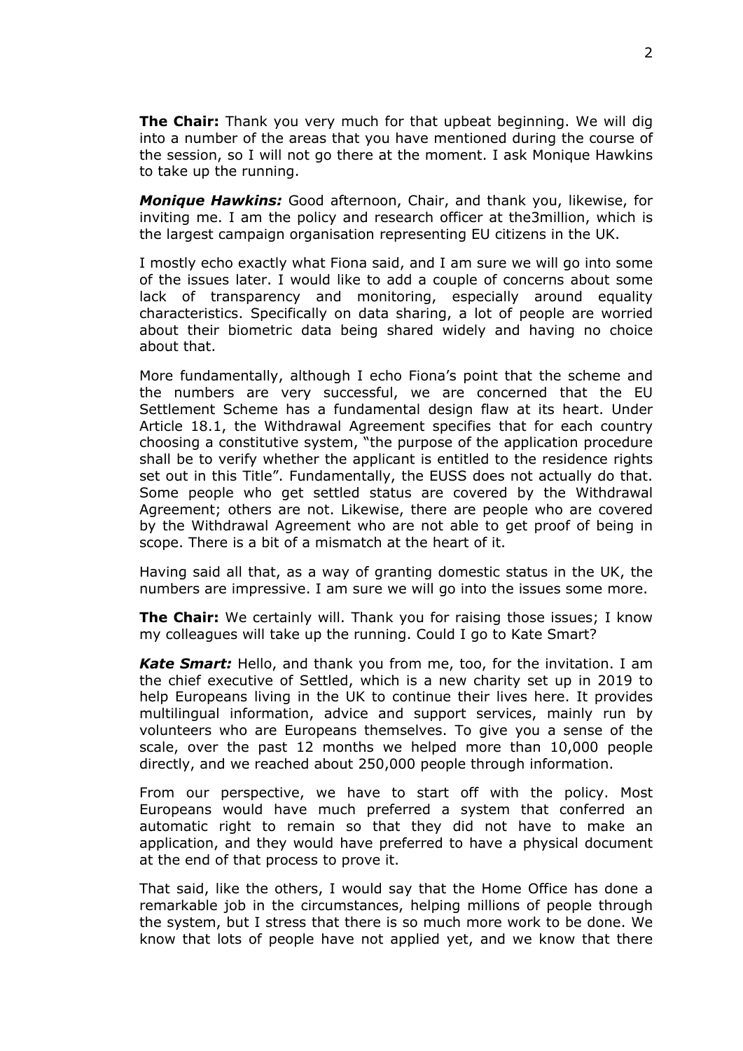**The Chair:** Thank you very much for that upbeat beginning. We will dig into a number of the areas that you have mentioned during the course of the session, so I will not go there at the moment. I ask Monique Hawkins to take up the running.

***Monique Hawkins:*** Good afternoon, Chair, and thank you, likewise, for inviting me. I am the policy and research officer at the3million, which is the largest campaign organisation representing EU citizens in the UK.

I mostly echo exactly what Fiona said, and I am sure we will go into some of the issues later. I would like to add a couple of concerns about some lack of transparency and monitoring, especially around equality characteristics. Specifically on data sharing, a lot of people are worried about their biometric data being shared widely and having no choice about that.

More fundamentally, although I echo Fiona's point that the scheme and the numbers are very successful, we are concerned that the EU Settlement Scheme has a fundamental design flaw at its heart. Under Article 18.1, the Withdrawal Agreement specifies that for each country choosing a constitutive system, "the purpose of the application procedure shall be to verify whether the applicant is entitled to the residence rights set out in this Title". Fundamentally, the EUSS does not actually do that. Some people who get settled status are covered by the Withdrawal Agreement; others are not. Likewise, there are people who are covered by the Withdrawal Agreement who are not able to get proof of being in scope. There is a bit of a mismatch at the heart of it.

Having said all that, as a way of granting domestic status in the UK, the numbers are impressive. I am sure we will go into the issues some more.

**The Chair:** We certainly will. Thank you for raising those issues; I know my colleagues will take up the running. Could I go to Kate Smart?

***Kate Smart:*** Hello, and thank you from me, too, for the invitation. I am the chief executive of Settled, which is a new charity set up in 2019 to help Europeans living in the UK to continue their lives here. It provides multilingual information, advice and support services, mainly run by volunteers who are Europeans themselves. To give you a sense of the scale, over the past 12 months we helped more than 10,000 people directly, and we reached about 250,000 people through information.

From our perspective, we have to start off with the policy. Most Europeans would have much preferred a system that conferred an automatic right to remain so that they did not have to make an application, and they would have preferred to have a physical document at the end of that process to prove it.

That said, like the others, I would say that the Home Office has done a remarkable job in the circumstances, helping millions of people through the system, but I stress that there is so much more work to be done. We know that lots of people have not applied yet, and we know that there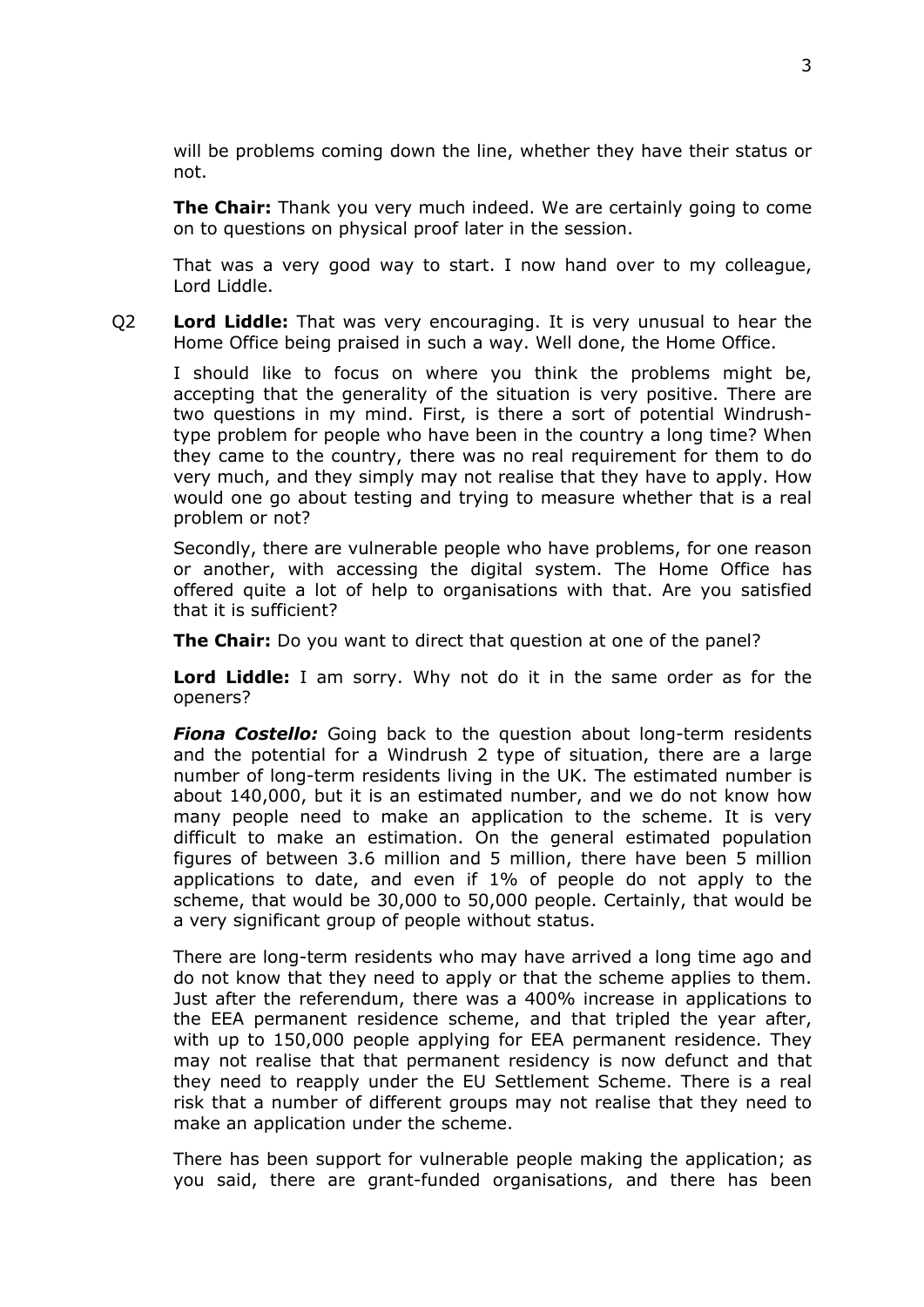will be problems coming down the line, whether they have their status or not.

**The Chair:** Thank you very much indeed. We are certainly going to come on to questions on physical proof later in the session.

That was a very good way to start. I now hand over to my colleague, Lord Liddle.

Q2 **Lord Liddle:** That was very encouraging. It is very unusual to hear the Home Office being praised in such a way. Well done, the Home Office.

I should like to focus on where you think the problems might be, accepting that the generality of the situation is very positive. There are two questions in my mind. First, is there a sort of potential Windrush-type problem for people who have been in the country a long time? When they came to the country, there was no real requirement for them to do very much, and they simply may not realise that they have to apply. How would one go about testing and trying to measure whether that is a real problem or not?

Secondly, there are vulnerable people who have problems, for one reason or another, with accessing the digital system. The Home Office has offered quite a lot of help to organisations with that. Are you satisfied that it is sufficient?

**The Chair:** Do you want to direct that question at one of the panel?

**Lord Liddle:** I am sorry. Why not do it in the same order as for the openers?

***Fiona Costello:*** Going back to the question about long-term residents and the potential for a Windrush 2 type of situation, there are a large number of long-term residents living in the UK. The estimated number is about 140,000, but it is an estimated number, and we do not know how many people need to make an application to the scheme. It is very difficult to make an estimation. On the general estimated population figures of between 3.6 million and 5 million, there have been 5 million applications to date, and even if 1% of people do not apply to the scheme, that would be 30,000 to 50,000 people. Certainly, that would be a very significant group of people without status.

There are long-term residents who may have arrived a long time ago and do not know that they need to apply or that the scheme applies to them. Just after the referendum, there was a 400% increase in applications to the EEA permanent residence scheme, and that tripled the year after, with up to 150,000 people applying for EEA permanent residence. They may not realise that that permanent residency is now defunct and that they need to reapply under the EU Settlement Scheme. There is a real risk that a number of different groups may not realise that they need to make an application under the scheme.

There has been support for vulnerable people making the application; as you said, there are grant-funded organisations, and there has been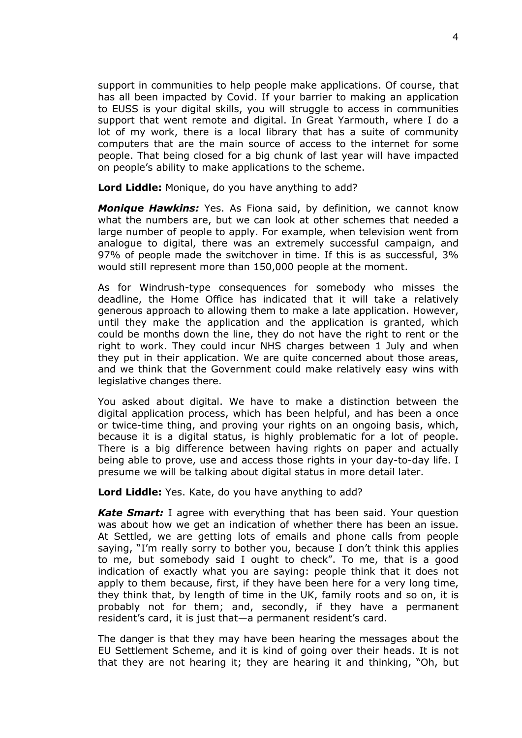support in communities to help people make applications. Of course, that has all been impacted by Covid. If your barrier to making an application to EUSS is your digital skills, you will struggle to access in communities support that went remote and digital. In Great Yarmouth, where I do a lot of my work, there is a local library that has a suite of community computers that are the main source of access to the internet for some people. That being closed for a big chunk of last year will have impacted on people's ability to make applications to the scheme.

**Lord Liddle:** Monique, do you have anything to add?

***Monique Hawkins:*** Yes. As Fiona said, by definition, we cannot know what the numbers are, but we can look at other schemes that needed a large number of people to apply. For example, when television went from analogue to digital, there was an extremely successful campaign, and 97% of people made the switchover in time. If this is as successful, 3% would still represent more than 150,000 people at the moment.

As for Windrush-type consequences for somebody who misses the deadline, the Home Office has indicated that it will take a relatively generous approach to allowing them to make a late application. However, until they make the application and the application is granted, which could be months down the line, they do not have the right to rent or the right to work. They could incur NHS charges between 1 July and when they put in their application. We are quite concerned about those areas, and we think that the Government could make relatively easy wins with legislative changes there.

You asked about digital. We have to make a distinction between the digital application process, which has been helpful, and has been a once or twice-time thing, and proving your rights on an ongoing basis, which, because it is a digital status, is highly problematic for a lot of people. There is a big difference between having rights on paper and actually being able to prove, use and access those rights in your day-to-day life. I presume we will be talking about digital status in more detail later.

**Lord Liddle:** Yes. Kate, do you have anything to add?

***Kate Smart:*** I agree with everything that has been said. Your question was about how we get an indication of whether there has been an issue. At Settled, we are getting lots of emails and phone calls from people saying, "I'm really sorry to bother you, because I don't think this applies to me, but somebody said I ought to check". To me, that is a good indication of exactly what you are saying: people think that it does not apply to them because, first, if they have been here for a very long time, they think that, by length of time in the UK, family roots and so on, it is probably not for them; and, secondly, if they have a permanent resident's card, it is just that—a permanent resident's card.

The danger is that they may have been hearing the messages about the EU Settlement Scheme, and it is kind of going over their heads. It is not that they are not hearing it; they are hearing it and thinking, "Oh, but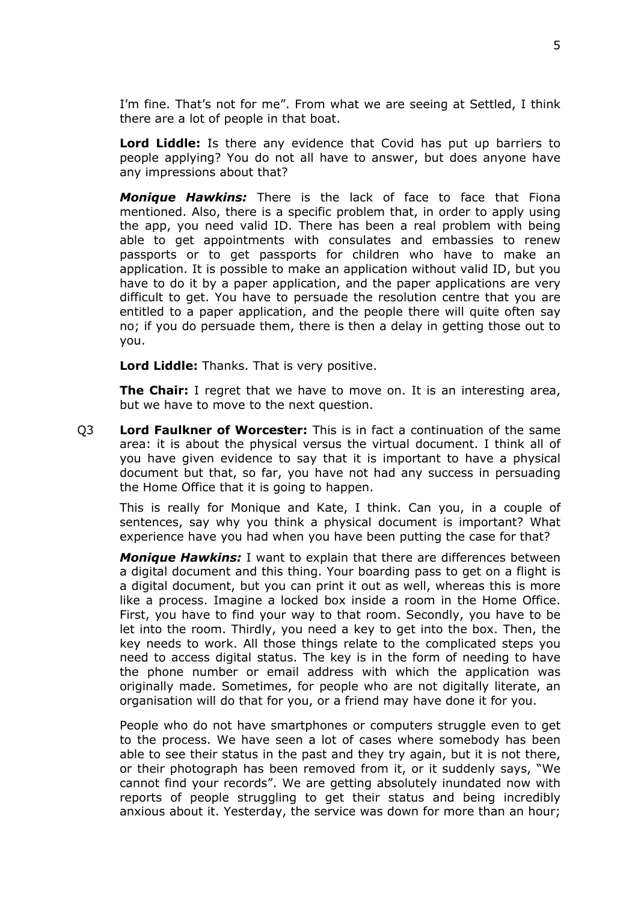I'm fine. That's not for me". From what we are seeing at Settled, I think there are a lot of people in that boat.

**Lord Liddle:** Is there any evidence that Covid has put up barriers to people applying? You do not all have to answer, but does anyone have any impressions about that?

***Monique Hawkins:*** There is the lack of face to face that Fiona mentioned. Also, there is a specific problem that, in order to apply using the app, you need valid ID. There has been a real problem with being able to get appointments with consulates and embassies to renew passports or to get passports for children who have to make an application. It is possible to make an application without valid ID, but you have to do it by a paper application, and the paper applications are very difficult to get. You have to persuade the resolution centre that you are entitled to a paper application, and the people there will quite often say no; if you do persuade them, there is then a delay in getting those out to you.

**Lord Liddle:** Thanks. That is very positive.

**The Chair:** I regret that we have to move on. It is an interesting area, but we have to move to the next question.

Q3 **Lord Faulkner of Worcester:** This is in fact a continuation of the same area: it is about the physical versus the virtual document. I think all of you have given evidence to say that it is important to have a physical document but that, so far, you have not had any success in persuading the Home Office that it is going to happen.

This is really for Monique and Kate, I think. Can you, in a couple of sentences, say why you think a physical document is important? What experience have you had when you have been putting the case for that?

***Monique Hawkins:*** I want to explain that there are differences between a digital document and this thing. Your boarding pass to get on a flight is a digital document, but you can print it out as well, whereas this is more like a process. Imagine a locked box inside a room in the Home Office. First, you have to find your way to that room. Secondly, you have to be let into the room. Thirdly, you need a key to get into the box. Then, the key needs to work. All those things relate to the complicated steps you need to access digital status. The key is in the form of needing to have the phone number or email address with which the application was originally made. Sometimes, for people who are not digitally literate, an organisation will do that for you, or a friend may have done it for you.

People who do not have smartphones or computers struggle even to get to the process. We have seen a lot of cases where somebody has been able to see their status in the past and they try again, but it is not there, or their photograph has been removed from it, or it suddenly says, "We cannot find your records". We are getting absolutely inundated now with reports of people struggling to get their status and being incredibly anxious about it. Yesterday, the service was down for more than an hour;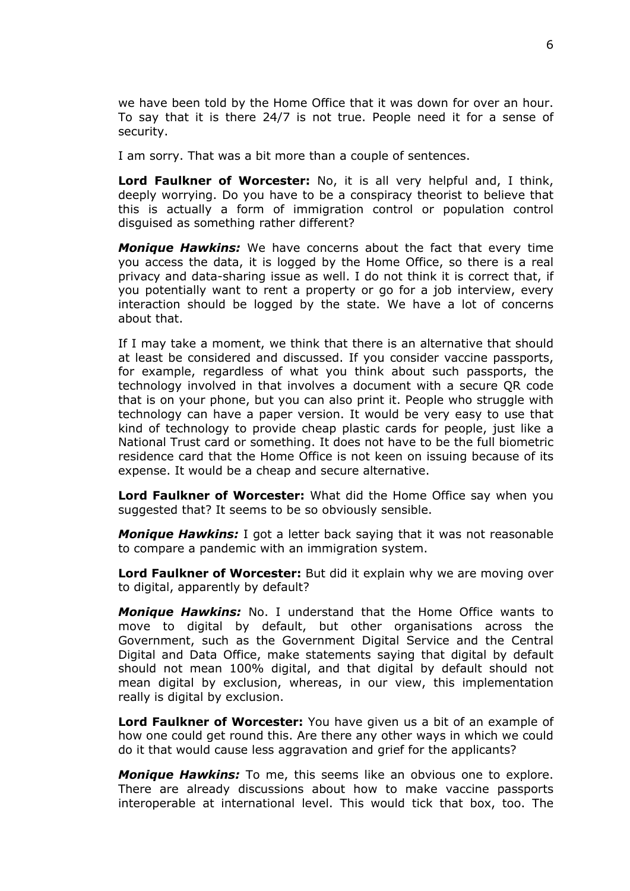we have been told by the Home Office that it was down for over an hour. To say that it is there 24/7 is not true. People need it for a sense of security.

I am sorry. That was a bit more than a couple of sentences.

**Lord Faulkner of Worcester:** No, it is all very helpful and, I think, deeply worrying. Do you have to be a conspiracy theorist to believe that this is actually a form of immigration control or population control disguised as something rather different?

***Monique Hawkins:*** We have concerns about the fact that every time you access the data, it is logged by the Home Office, so there is a real privacy and data-sharing issue as well. I do not think it is correct that, if you potentially want to rent a property or go for a job interview, every interaction should be logged by the state. We have a lot of concerns about that.

If I may take a moment, we think that there is an alternative that should at least be considered and discussed. If you consider vaccine passports, for example, regardless of what you think about such passports, the technology involved in that involves a document with a secure QR code that is on your phone, but you can also print it. People who struggle with technology can have a paper version. It would be very easy to use that kind of technology to provide cheap plastic cards for people, just like a National Trust card or something. It does not have to be the full biometric residence card that the Home Office is not keen on issuing because of its expense. It would be a cheap and secure alternative.

**Lord Faulkner of Worcester:** What did the Home Office say when you suggested that? It seems to be so obviously sensible.

***Monique Hawkins:*** I got a letter back saying that it was not reasonable to compare a pandemic with an immigration system.

**Lord Faulkner of Worcester:** But did it explain why we are moving over to digital, apparently by default?

***Monique Hawkins:*** No. I understand that the Home Office wants to move to digital by default, but other organisations across the Government, such as the Government Digital Service and the Central Digital and Data Office, make statements saying that digital by default should not mean 100% digital, and that digital by default should not mean digital by exclusion, whereas, in our view, this implementation really is digital by exclusion.

**Lord Faulkner of Worcester:** You have given us a bit of an example of how one could get round this. Are there any other ways in which we could do it that would cause less aggravation and grief for the applicants?

***Monique Hawkins:*** To me, this seems like an obvious one to explore. There are already discussions about how to make vaccine passports interoperable at international level. This would tick that box, too. The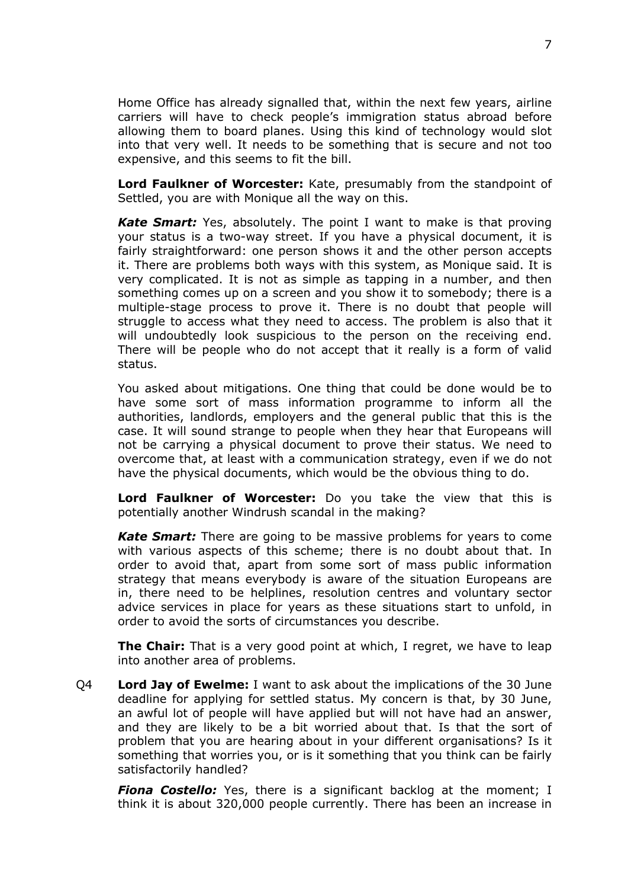Home Office has already signalled that, within the next few years, airline carriers will have to check people's immigration status abroad before allowing them to board planes. Using this kind of technology would slot into that very well. It needs to be something that is secure and not too expensive, and this seems to fit the bill.

**Lord Faulkner of Worcester:** Kate, presumably from the standpoint of Settled, you are with Monique all the way on this.

***Kate Smart:*** Yes, absolutely. The point I want to make is that proving your status is a two-way street. If you have a physical document, it is fairly straightforward: one person shows it and the other person accepts it. There are problems both ways with this system, as Monique said. It is very complicated. It is not as simple as tapping in a number, and then something comes up on a screen and you show it to somebody; there is a multiple-stage process to prove it. There is no doubt that people will struggle to access what they need to access. The problem is also that it will undoubtedly look suspicious to the person on the receiving end. There will be people who do not accept that it really is a form of valid status.

You asked about mitigations. One thing that could be done would be to have some sort of mass information programme to inform all the authorities, landlords, employers and the general public that this is the case. It will sound strange to people when they hear that Europeans will not be carrying a physical document to prove their status. We need to overcome that, at least with a communication strategy, even if we do not have the physical documents, which would be the obvious thing to do.

**Lord Faulkner of Worcester:** Do you take the view that this is potentially another Windrush scandal in the making?

***Kate Smart:*** There are going to be massive problems for years to come with various aspects of this scheme; there is no doubt about that. In order to avoid that, apart from some sort of mass public information strategy that means everybody is aware of the situation Europeans are in, there need to be helplines, resolution centres and voluntary sector advice services in place for years as these situations start to unfold, in order to avoid the sorts of circumstances you describe.

**The Chair:** That is a very good point at which, I regret, we have to leap into another area of problems.

Q4 **Lord Jay of Ewelme:** I want to ask about the implications of the 30 June deadline for applying for settled status. My concern is that, by 30 June, an awful lot of people will have applied but will not have had an answer, and they are likely to be a bit worried about that. Is that the sort of problem that you are hearing about in your different organisations? Is it something that worries you, or is it something that you think can be fairly satisfactorily handled?

***Fiona Costello:*** Yes, there is a significant backlog at the moment; I think it is about 320,000 people currently. There has been an increase in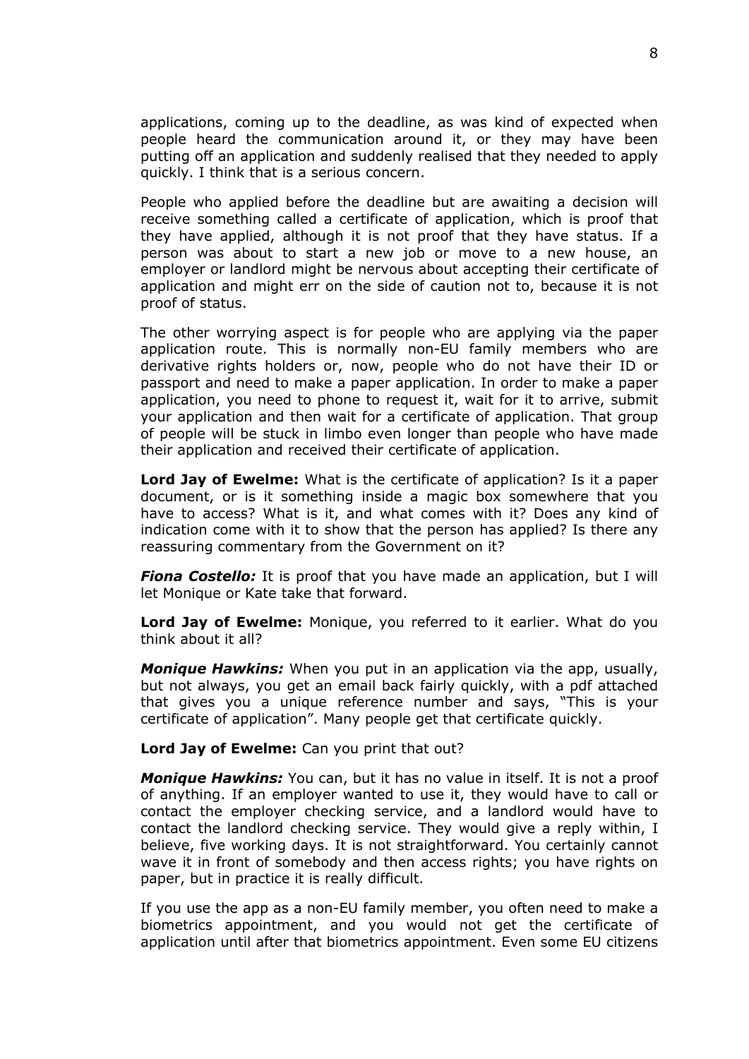applications, coming up to the deadline, as was kind of expected when people heard the communication around it, or they may have been putting off an application and suddenly realised that they needed to apply quickly. I think that is a serious concern.

People who applied before the deadline but are awaiting a decision will receive something called a certificate of application, which is proof that they have applied, although it is not proof that they have status. If a person was about to start a new job or move to a new house, an employer or landlord might be nervous about accepting their certificate of application and might err on the side of caution not to, because it is not proof of status.

The other worrying aspect is for people who are applying via the paper application route. This is normally non-EU family members who are derivative rights holders or, now, people who do not have their ID or passport and need to make a paper application. In order to make a paper application, you need to phone to request it, wait for it to arrive, submit your application and then wait for a certificate of application. That group of people will be stuck in limbo even longer than people who have made their application and received their certificate of application.

**Lord Jay of Ewelme:** What is the certificate of application? Is it a paper document, or is it something inside a magic box somewhere that you have to access? What is it, and what comes with it? Does any kind of indication come with it to show that the person has applied? Is there any reassuring commentary from the Government on it?

***Fiona Costello:*** It is proof that you have made an application, but I will let Monique or Kate take that forward.

**Lord Jay of Ewelme:** Monique, you referred to it earlier. What do you think about it all?

***Monique Hawkins:*** When you put in an application via the app, usually, but not always, you get an email back fairly quickly, with a pdf attached that gives you a unique reference number and says, "This is your certificate of application". Many people get that certificate quickly.

**Lord Jay of Ewelme:** Can you print that out?

***Monique Hawkins:*** You can, but it has no value in itself. It is not a proof of anything. If an employer wanted to use it, they would have to call or contact the employer checking service, and a landlord would have to contact the landlord checking service. They would give a reply within, I believe, five working days. It is not straightforward. You certainly cannot wave it in front of somebody and then access rights; you have rights on paper, but in practice it is really difficult.

If you use the app as a non-EU family member, you often need to make a biometrics appointment, and you would not get the certificate of application until after that biometrics appointment. Even some EU citizens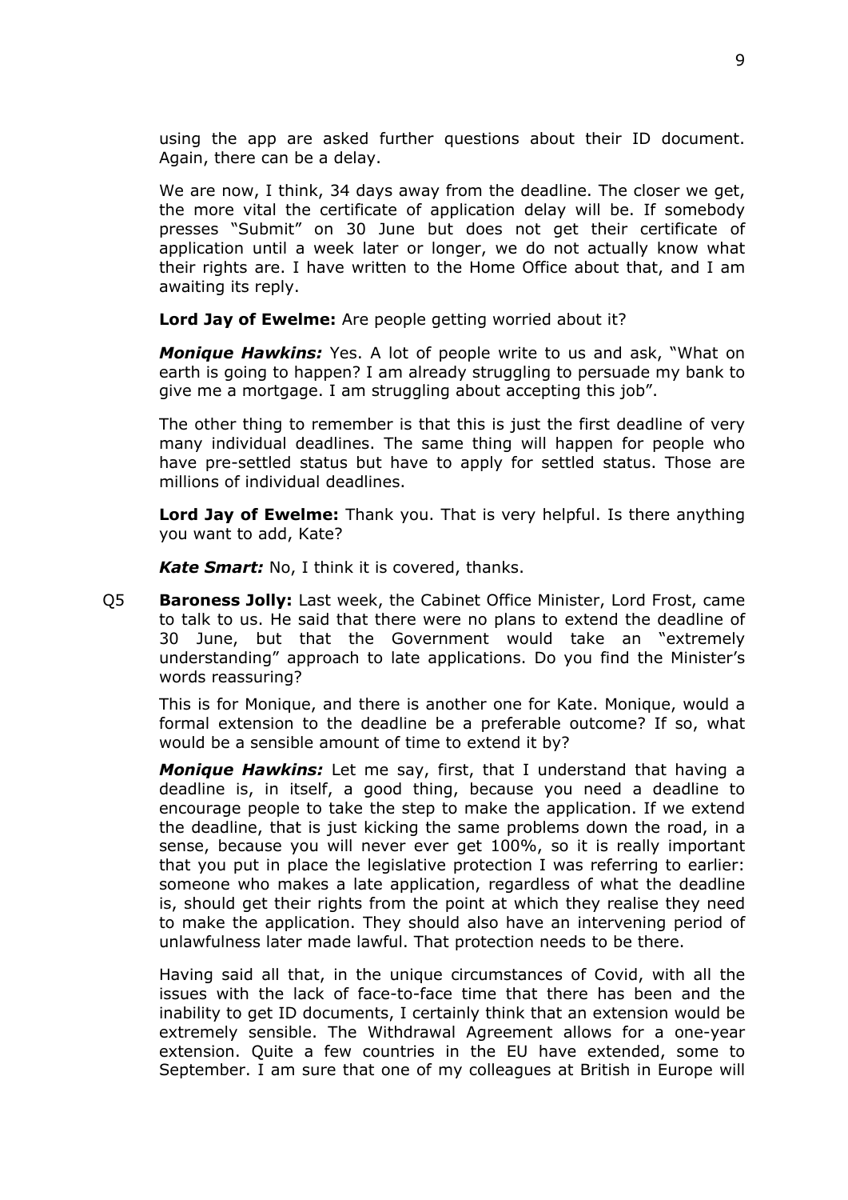using the app are asked further questions about their ID document. Again, there can be a delay.

We are now, I think, 34 days away from the deadline. The closer we get, the more vital the certificate of application delay will be. If somebody presses "Submit" on 30 June but does not get their certificate of application until a week later or longer, we do not actually know what their rights are. I have written to the Home Office about that, and I am awaiting its reply.

**Lord Jay of Ewelme:** Are people getting worried about it?

***Monique Hawkins:*** Yes. A lot of people write to us and ask, "What on earth is going to happen? I am already struggling to persuade my bank to give me a mortgage. I am struggling about accepting this job".

The other thing to remember is that this is just the first deadline of very many individual deadlines. The same thing will happen for people who have pre-settled status but have to apply for settled status. Those are millions of individual deadlines.

**Lord Jay of Ewelme:** Thank you. That is very helpful. Is there anything you want to add, Kate?

***Kate Smart:*** No, I think it is covered, thanks.

Q5 **Baroness Jolly:** Last week, the Cabinet Office Minister, Lord Frost, came to talk to us. He said that there were no plans to extend the deadline of 30 June, but that the Government would take an "extremely understanding" approach to late applications. Do you find the Minister's words reassuring?

This is for Monique, and there is another one for Kate. Monique, would a formal extension to the deadline be a preferable outcome? If so, what would be a sensible amount of time to extend it by?

***Monique Hawkins:*** Let me say, first, that I understand that having a deadline is, in itself, a good thing, because you need a deadline to encourage people to take the step to make the application. If we extend the deadline, that is just kicking the same problems down the road, in a sense, because you will never ever get 100%, so it is really important that you put in place the legislative protection I was referring to earlier: someone who makes a late application, regardless of what the deadline is, should get their rights from the point at which they realise they need to make the application. They should also have an intervening period of unlawfulness later made lawful. That protection needs to be there.

Having said all that, in the unique circumstances of Covid, with all the issues with the lack of face-to-face time that there has been and the inability to get ID documents, I certainly think that an extension would be extremely sensible. The Withdrawal Agreement allows for a one-year extension. Quite a few countries in the EU have extended, some to September. I am sure that one of my colleagues at British in Europe will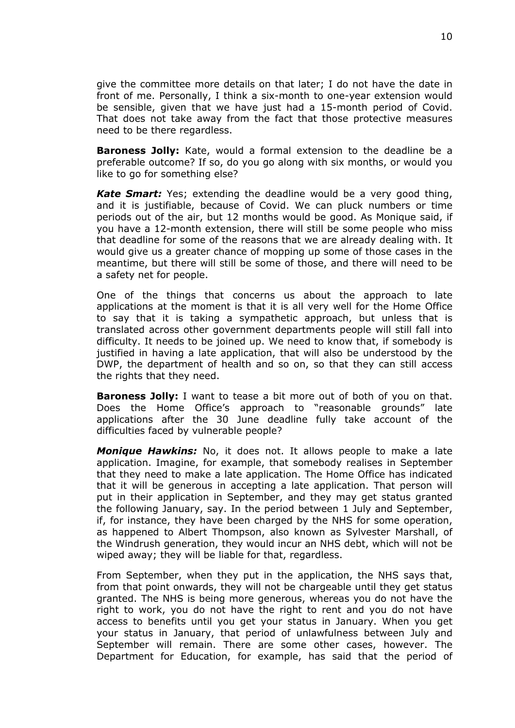give the committee more details on that later; I do not have the date in front of me. Personally, I think a six-month to one-year extension would be sensible, given that we have just had a 15-month period of Covid. That does not take away from the fact that those protective measures need to be there regardless.

**Baroness Jolly:** Kate, would a formal extension to the deadline be a preferable outcome? If so, do you go along with six months, or would you like to go for something else?

***Kate Smart:*** Yes; extending the deadline would be a very good thing, and it is justifiable, because of Covid. We can pluck numbers or time periods out of the air, but 12 months would be good. As Monique said, if you have a 12-month extension, there will still be some people who miss that deadline for some of the reasons that we are already dealing with. It would give us a greater chance of mopping up some of those cases in the meantime, but there will still be some of those, and there will need to be a safety net for people.

One of the things that concerns us about the approach to late applications at the moment is that it is all very well for the Home Office to say that it is taking a sympathetic approach, but unless that is translated across other government departments people will still fall into difficulty. It needs to be joined up. We need to know that, if somebody is justified in having a late application, that will also be understood by the DWP, the department of health and so on, so that they can still access the rights that they need.

**Baroness Jolly:** I want to tease a bit more out of both of you on that. Does the Home Office's approach to "reasonable grounds" late applications after the 30 June deadline fully take account of the difficulties faced by vulnerable people?

***Monique Hawkins:*** No, it does not. It allows people to make a late application. Imagine, for example, that somebody realises in September that they need to make a late application. The Home Office has indicated that it will be generous in accepting a late application. That person will put in their application in September, and they may get status granted the following January, say. In the period between 1 July and September, if, for instance, they have been charged by the NHS for some operation, as happened to Albert Thompson, also known as Sylvester Marshall, of the Windrush generation, they would incur an NHS debt, which will not be wiped away; they will be liable for that, regardless.

From September, when they put in the application, the NHS says that, from that point onwards, they will not be chargeable until they get status granted. The NHS is being more generous, whereas you do not have the right to work, you do not have the right to rent and you do not have access to benefits until you get your status in January. When you get your status in January, that period of unlawfulness between July and September will remain. There are some other cases, however. The Department for Education, for example, has said that the period of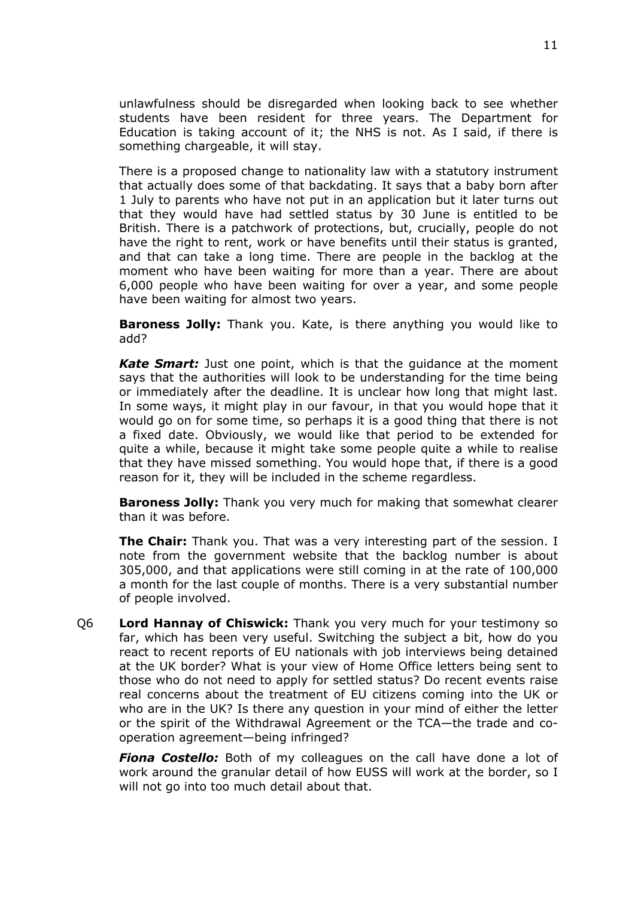unlawfulness should be disregarded when looking back to see whether students have been resident for three years. The Department for Education is taking account of it; the NHS is not. As I said, if there is something chargeable, it will stay.

There is a proposed change to nationality law with a statutory instrument that actually does some of that backdating. It says that a baby born after 1 July to parents who have not put in an application but it later turns out that they would have had settled status by 30 June is entitled to be British. There is a patchwork of protections, but, crucially, people do not have the right to rent, work or have benefits until their status is granted, and that can take a long time. There are people in the backlog at the moment who have been waiting for more than a year. There are about 6,000 people who have been waiting for over a year, and some people have been waiting for almost two years.

**Baroness Jolly:** Thank you. Kate, is there anything you would like to add?

***Kate Smart:*** Just one point, which is that the guidance at the moment says that the authorities will look to be understanding for the time being or immediately after the deadline. It is unclear how long that might last. In some ways, it might play in our favour, in that you would hope that it would go on for some time, so perhaps it is a good thing that there is not a fixed date. Obviously, we would like that period to be extended for quite a while, because it might take some people quite a while to realise that they have missed something. You would hope that, if there is a good reason for it, they will be included in the scheme regardless.

**Baroness Jolly:** Thank you very much for making that somewhat clearer than it was before.

**The Chair:** Thank you. That was a very interesting part of the session. I note from the government website that the backlog number is about 305,000, and that applications were still coming in at the rate of 100,000 a month for the last couple of months. There is a very substantial number of people involved.

Q6 **Lord Hannay of Chiswick:** Thank you very much for your testimony so far, which has been very useful. Switching the subject a bit, how do you react to recent reports of EU nationals with job interviews being detained at the UK border? What is your view of Home Office letters being sent to those who do not need to apply for settled status? Do recent events raise real concerns about the treatment of EU citizens coming into the UK or who are in the UK? Is there any question in your mind of either the letter or the spirit of the Withdrawal Agreement or the TCA—the trade and co-operation agreement—being infringed?

***Fiona Costello:*** Both of my colleagues on the call have done a lot of work around the granular detail of how EUSS will work at the border, so I will not go into too much detail about that.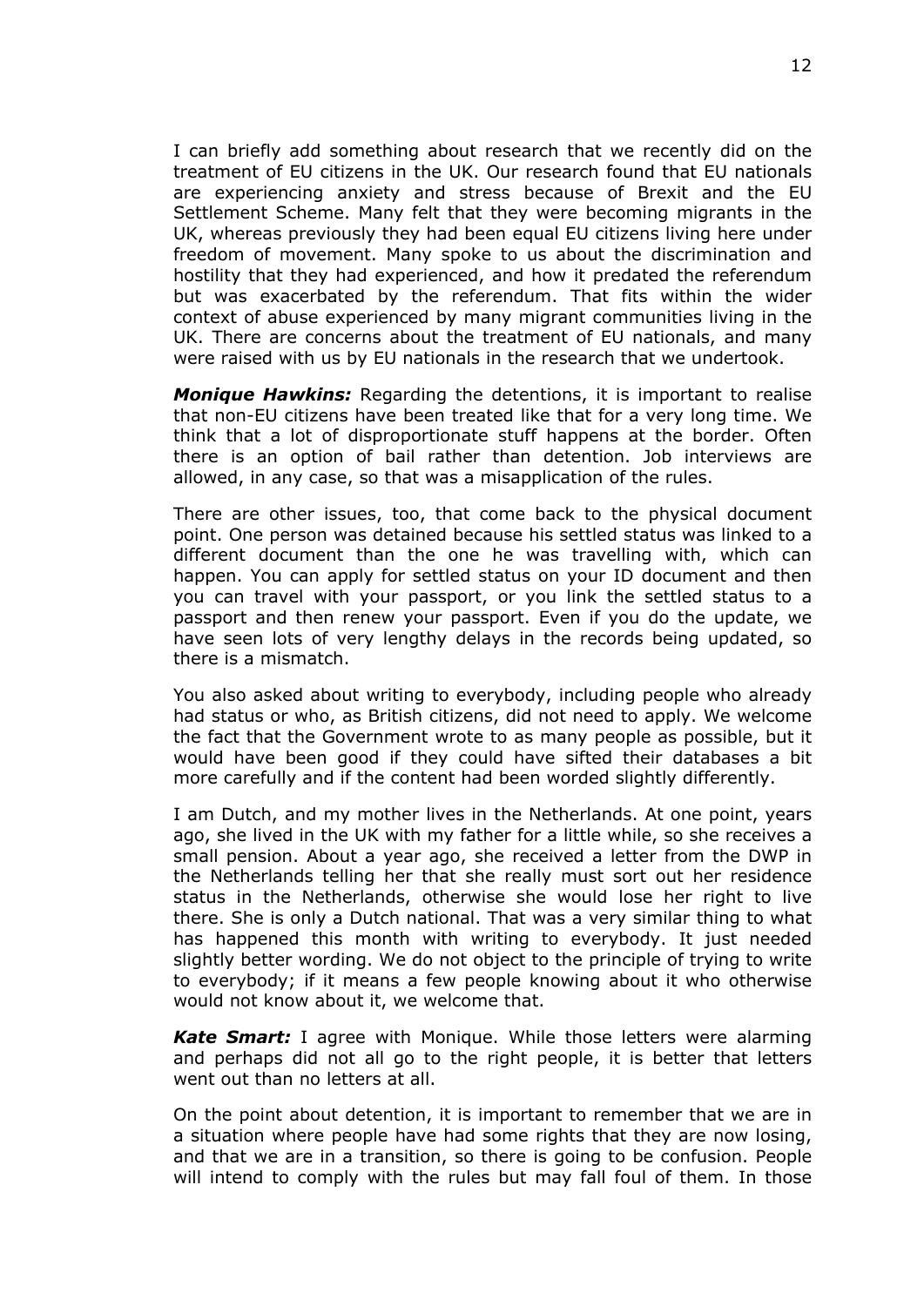I can briefly add something about research that we recently did on the treatment of EU citizens in the UK. Our research found that EU nationals are experiencing anxiety and stress because of Brexit and the EU Settlement Scheme. Many felt that they were becoming migrants in the UK, whereas previously they had been equal EU citizens living here under freedom of movement. Many spoke to us about the discrimination and hostility that they had experienced, and how it predated the referendum but was exacerbated by the referendum. That fits within the wider context of abuse experienced by many migrant communities living in the UK. There are concerns about the treatment of EU nationals, and many were raised with us by EU nationals in the research that we undertook.

***Monique Hawkins:*** Regarding the detentions, it is important to realise that non-EU citizens have been treated like that for a very long time. We think that a lot of disproportionate stuff happens at the border. Often there is an option of bail rather than detention. Job interviews are allowed, in any case, so that was a misapplication of the rules.

There are other issues, too, that come back to the physical document point. One person was detained because his settled status was linked to a different document than the one he was travelling with, which can happen. You can apply for settled status on your ID document and then you can travel with your passport, or you link the settled status to a passport and then renew your passport. Even if you do the update, we have seen lots of very lengthy delays in the records being updated, so there is a mismatch.

You also asked about writing to everybody, including people who already had status or who, as British citizens, did not need to apply. We welcome the fact that the Government wrote to as many people as possible, but it would have been good if they could have sifted their databases a bit more carefully and if the content had been worded slightly differently.

I am Dutch, and my mother lives in the Netherlands. At one point, years ago, she lived in the UK with my father for a little while, so she receives a small pension. About a year ago, she received a letter from the DWP in the Netherlands telling her that she really must sort out her residence status in the Netherlands, otherwise she would lose her right to live there. She is only a Dutch national. That was a very similar thing to what has happened this month with writing to everybody. It just needed slightly better wording. We do not object to the principle of trying to write to everybody; if it means a few people knowing about it who otherwise would not know about it, we welcome that.

***Kate Smart:*** I agree with Monique. While those letters were alarming and perhaps did not all go to the right people, it is better that letters went out than no letters at all.

On the point about detention, it is important to remember that we are in a situation where people have had some rights that they are now losing, and that we are in a transition, so there is going to be confusion. People will intend to comply with the rules but may fall foul of them. In those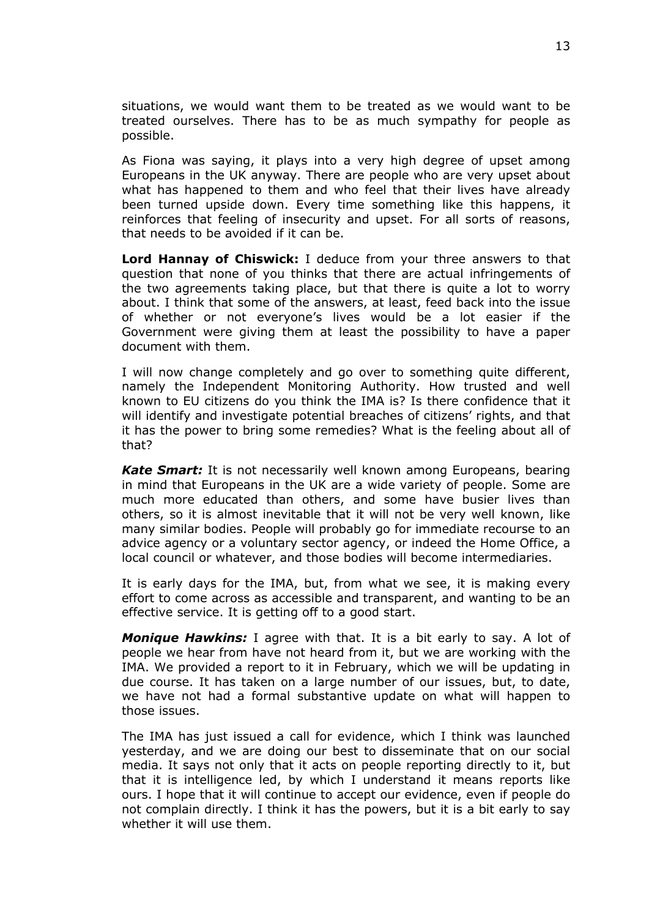situations, we would want them to be treated as we would want to be treated ourselves. There has to be as much sympathy for people as possible.

As Fiona was saying, it plays into a very high degree of upset among Europeans in the UK anyway. There are people who are very upset about what has happened to them and who feel that their lives have already been turned upside down. Every time something like this happens, it reinforces that feeling of insecurity and upset. For all sorts of reasons, that needs to be avoided if it can be.

**Lord Hannay of Chiswick:** I deduce from your three answers to that question that none of you thinks that there are actual infringements of the two agreements taking place, but that there is quite a lot to worry about. I think that some of the answers, at least, feed back into the issue of whether or not everyone's lives would be a lot easier if the Government were giving them at least the possibility to have a paper document with them.

I will now change completely and go over to something quite different, namely the Independent Monitoring Authority. How trusted and well known to EU citizens do you think the IMA is? Is there confidence that it will identify and investigate potential breaches of citizens' rights, and that it has the power to bring some remedies? What is the feeling about all of that?

***Kate Smart:*** It is not necessarily well known among Europeans, bearing in mind that Europeans in the UK are a wide variety of people. Some are much more educated than others, and some have busier lives than others, so it is almost inevitable that it will not be very well known, like many similar bodies. People will probably go for immediate recourse to an advice agency or a voluntary sector agency, or indeed the Home Office, a local council or whatever, and those bodies will become intermediaries.

It is early days for the IMA, but, from what we see, it is making every effort to come across as accessible and transparent, and wanting to be an effective service. It is getting off to a good start.

***Monique Hawkins:*** I agree with that. It is a bit early to say. A lot of people we hear from have not heard from it, but we are working with the IMA. We provided a report to it in February, which we will be updating in due course. It has taken on a large number of our issues, but, to date, we have not had a formal substantive update on what will happen to those issues.

The IMA has just issued a call for evidence, which I think was launched yesterday, and we are doing our best to disseminate that on our social media. It says not only that it acts on people reporting directly to it, but that it is intelligence led, by which I understand it means reports like ours. I hope that it will continue to accept our evidence, even if people do not complain directly. I think it has the powers, but it is a bit early to say whether it will use them.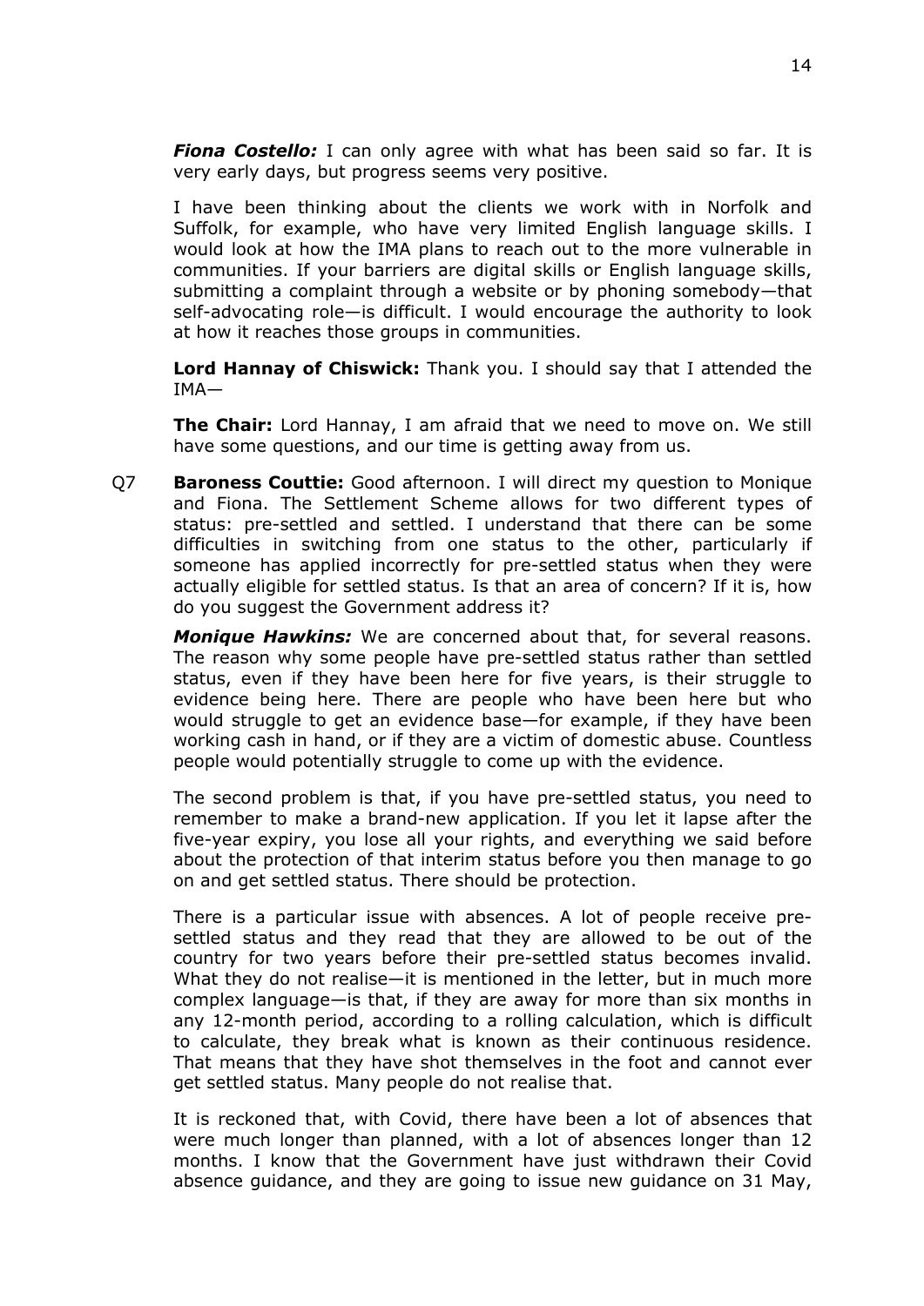***Fiona Costello:*** I can only agree with what has been said so far. It is very early days, but progress seems very positive.

I have been thinking about the clients we work with in Norfolk and Suffolk, for example, who have very limited English language skills. I would look at how the IMA plans to reach out to the more vulnerable in communities. If your barriers are digital skills or English language skills, submitting a complaint through a website or by phoning somebody—that self-advocating role—is difficult. I would encourage the authority to look at how it reaches those groups in communities.

**Lord Hannay of Chiswick:** Thank you. I should say that I attended the IMA—

**The Chair:** Lord Hannay, I am afraid that we need to move on. We still have some questions, and our time is getting away from us.

Q7 **Baroness Couttie:** Good afternoon. I will direct my question to Monique and Fiona. The Settlement Scheme allows for two different types of status: pre-settled and settled. I understand that there can be some difficulties in switching from one status to the other, particularly if someone has applied incorrectly for pre-settled status when they were actually eligible for settled status. Is that an area of concern? If it is, how do you suggest the Government address it?

***Monique Hawkins:*** We are concerned about that, for several reasons. The reason why some people have pre-settled status rather than settled status, even if they have been here for five years, is their struggle to evidence being here. There are people who have been here but who would struggle to get an evidence base—for example, if they have been working cash in hand, or if they are a victim of domestic abuse. Countless people would potentially struggle to come up with the evidence.

The second problem is that, if you have pre-settled status, you need to remember to make a brand-new application. If you let it lapse after the five-year expiry, you lose all your rights, and everything we said before about the protection of that interim status before you then manage to go on and get settled status. There should be protection.

There is a particular issue with absences. A lot of people receive pre-settled status and they read that they are allowed to be out of the country for two years before their pre-settled status becomes invalid. What they do not realise—it is mentioned in the letter, but in much more complex language—is that, if they are away for more than six months in any 12-month period, according to a rolling calculation, which is difficult to calculate, they break what is known as their continuous residence. That means that they have shot themselves in the foot and cannot ever get settled status. Many people do not realise that.

It is reckoned that, with Covid, there have been a lot of absences that were much longer than planned, with a lot of absences longer than 12 months. I know that the Government have just withdrawn their Covid absence guidance, and they are going to issue new guidance on 31 May,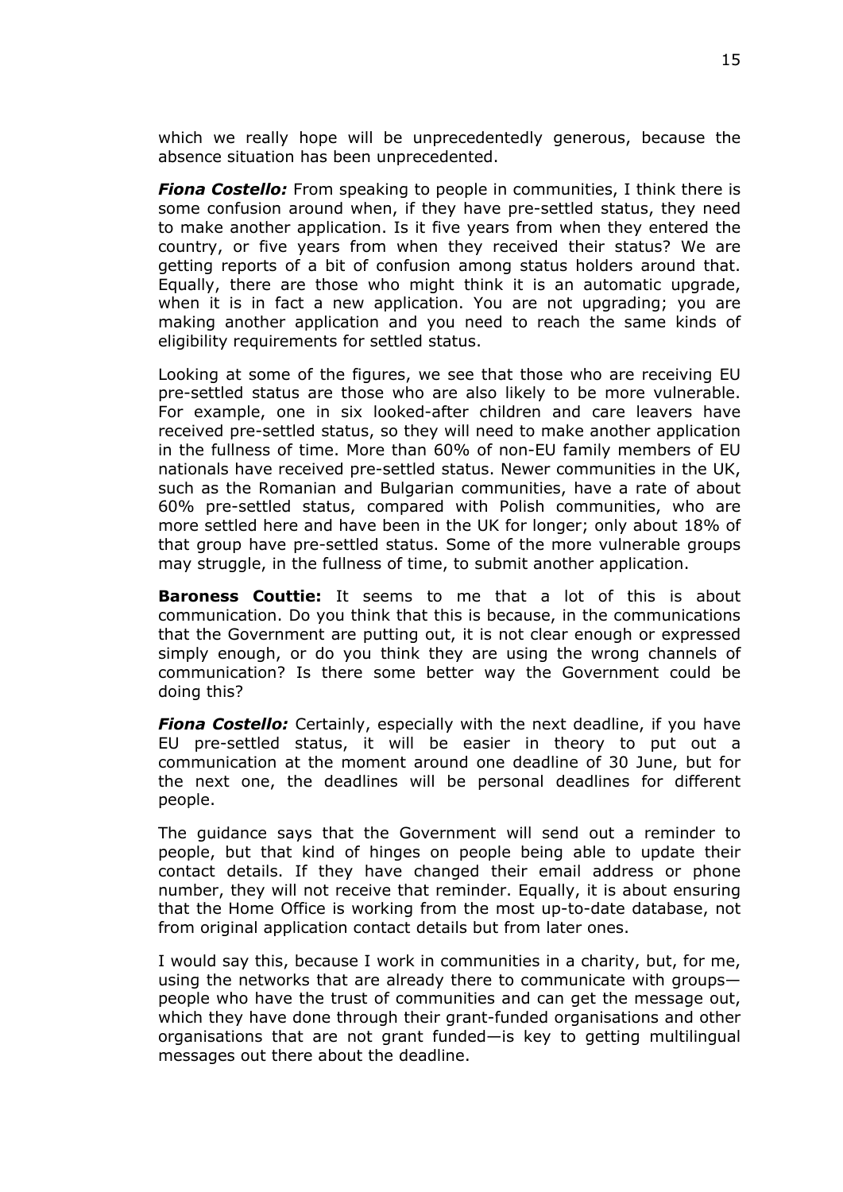which we really hope will be unprecedentedly generous, because the absence situation has been unprecedented.

***Fiona Costello:*** From speaking to people in communities, I think there is some confusion around when, if they have pre-settled status, they need to make another application. Is it five years from when they entered the country, or five years from when they received their status? We are getting reports of a bit of confusion among status holders around that. Equally, there are those who might think it is an automatic upgrade, when it is in fact a new application. You are not upgrading; you are making another application and you need to reach the same kinds of eligibility requirements for settled status.

Looking at some of the figures, we see that those who are receiving EU pre-settled status are those who are also likely to be more vulnerable. For example, one in six looked-after children and care leavers have received pre-settled status, so they will need to make another application in the fullness of time. More than 60% of non-EU family members of EU nationals have received pre-settled status. Newer communities in the UK, such as the Romanian and Bulgarian communities, have a rate of about 60% pre-settled status, compared with Polish communities, who are more settled here and have been in the UK for longer; only about 18% of that group have pre-settled status. Some of the more vulnerable groups may struggle, in the fullness of time, to submit another application.

**Baroness Couttie:** It seems to me that a lot of this is about communication. Do you think that this is because, in the communications that the Government are putting out, it is not clear enough or expressed simply enough, or do you think they are using the wrong channels of communication? Is there some better way the Government could be doing this?

***Fiona Costello:*** Certainly, especially with the next deadline, if you have EU pre-settled status, it will be easier in theory to put out a communication at the moment around one deadline of 30 June, but for the next one, the deadlines will be personal deadlines for different people.

The guidance says that the Government will send out a reminder to people, but that kind of hinges on people being able to update their contact details. If they have changed their email address or phone number, they will not receive that reminder. Equally, it is about ensuring that the Home Office is working from the most up-to-date database, not from original application contact details but from later ones.

I would say this, because I work in communities in a charity, but, for me, using the networks that are already there to communicate with groups—people who have the trust of communities and can get the message out, which they have done through their grant-funded organisations and other organisations that are not grant funded—is key to getting multilingual messages out there about the deadline.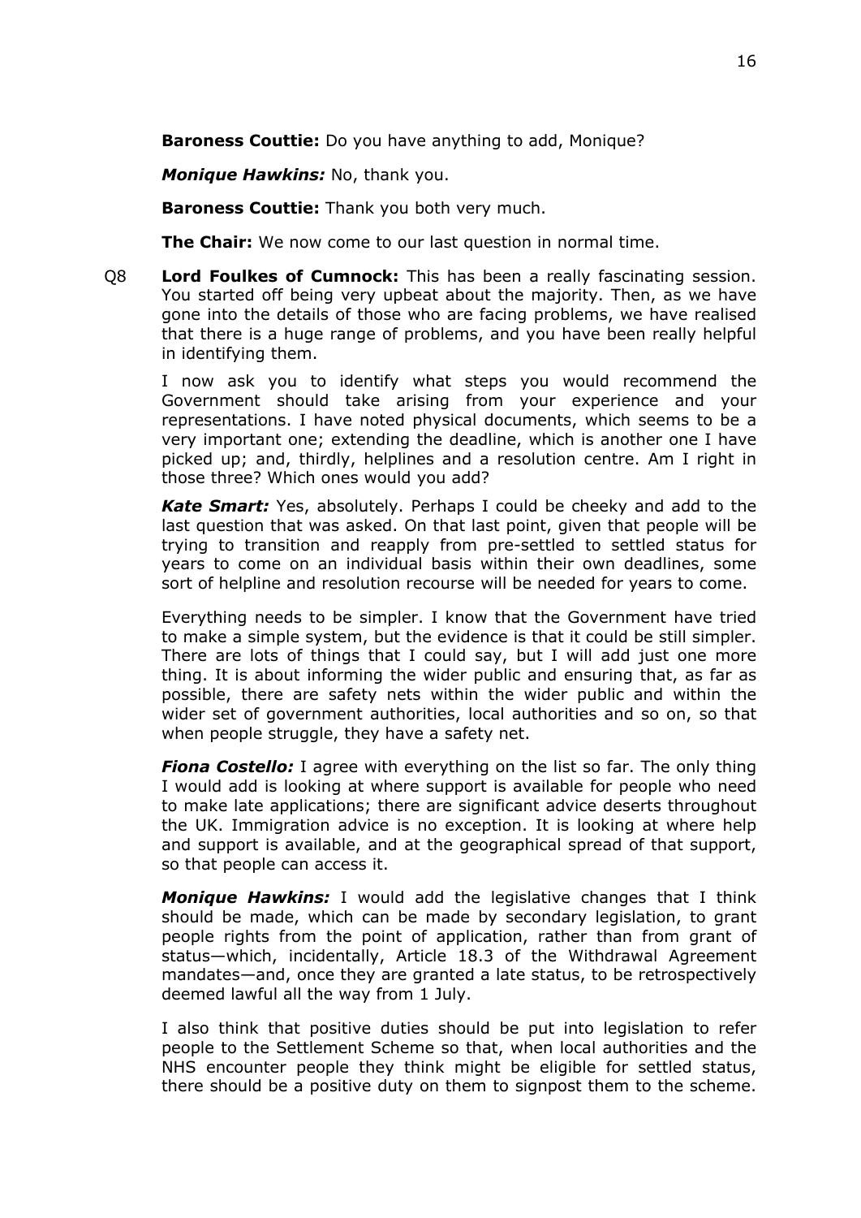**Baroness Couttie:** Do you have anything to add, Monique?

***Monique Hawkins:*** No, thank you.

**Baroness Couttie:** Thank you both very much.

**The Chair:** We now come to our last question in normal time.

Q8 **Lord Foulkes of Cumnock:** This has been a really fascinating session. You started off being very upbeat about the majority. Then, as we have gone into the details of those who are facing problems, we have realised that there is a huge range of problems, and you have been really helpful in identifying them.

I now ask you to identify what steps you would recommend the Government should take arising from your experience and your representations. I have noted physical documents, which seems to be a very important one; extending the deadline, which is another one I have picked up; and, thirdly, helplines and a resolution centre. Am I right in those three? Which ones would you add?

***Kate Smart:*** Yes, absolutely. Perhaps I could be cheeky and add to the last question that was asked. On that last point, given that people will be trying to transition and reapply from pre-settled to settled status for years to come on an individual basis within their own deadlines, some sort of helpline and resolution recourse will be needed for years to come.

Everything needs to be simpler. I know that the Government have tried to make a simple system, but the evidence is that it could be still simpler. There are lots of things that I could say, but I will add just one more thing. It is about informing the wider public and ensuring that, as far as possible, there are safety nets within the wider public and within the wider set of government authorities, local authorities and so on, so that when people struggle, they have a safety net.

***Fiona Costello:*** I agree with everything on the list so far. The only thing I would add is looking at where support is available for people who need to make late applications; there are significant advice deserts throughout the UK. Immigration advice is no exception. It is looking at where help and support is available, and at the geographical spread of that support, so that people can access it.

***Monique Hawkins:*** I would add the legislative changes that I think should be made, which can be made by secondary legislation, to grant people rights from the point of application, rather than from grant of status—which, incidentally, Article 18.3 of the Withdrawal Agreement mandates—and, once they are granted a late status, to be retrospectively deemed lawful all the way from 1 July.

I also think that positive duties should be put into legislation to refer people to the Settlement Scheme so that, when local authorities and the NHS encounter people they think might be eligible for settled status, there should be a positive duty on them to signpost them to the scheme.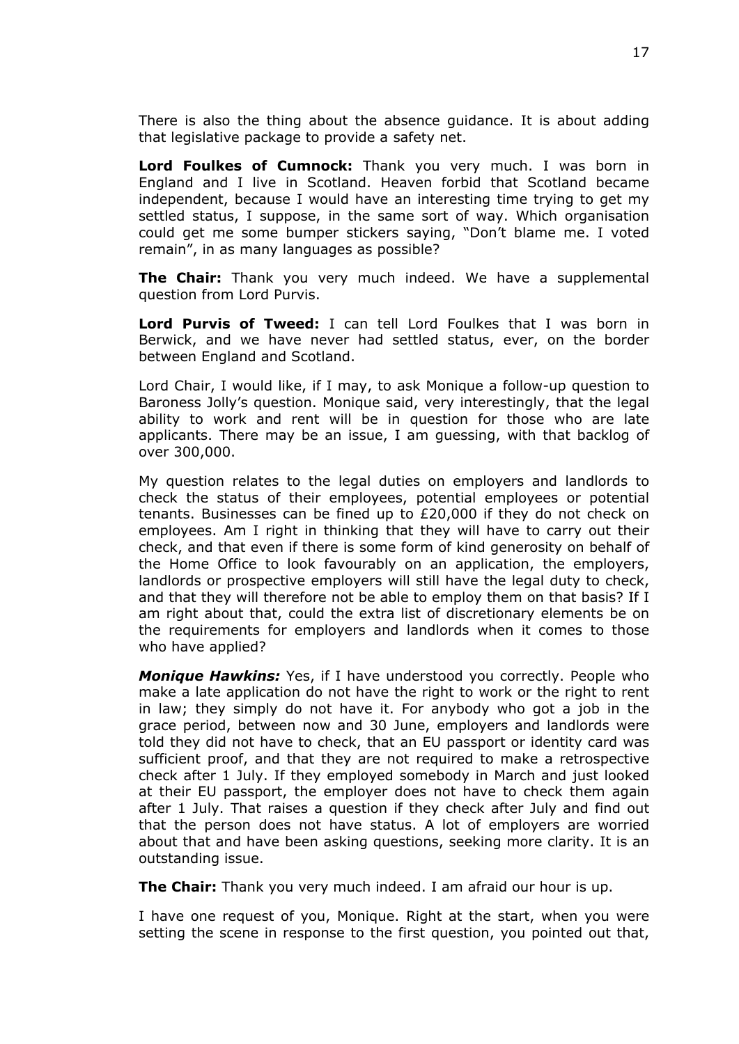There is also the thing about the absence guidance. It is about adding that legislative package to provide a safety net.

**Lord Foulkes of Cumnock:** Thank you very much. I was born in England and I live in Scotland. Heaven forbid that Scotland became independent, because I would have an interesting time trying to get my settled status, I suppose, in the same sort of way. Which organisation could get me some bumper stickers saying, "Don't blame me. I voted remain", in as many languages as possible?

**The Chair:** Thank you very much indeed. We have a supplemental question from Lord Purvis.

**Lord Purvis of Tweed:** I can tell Lord Foulkes that I was born in Berwick, and we have never had settled status, ever, on the border between England and Scotland.

Lord Chair, I would like, if I may, to ask Monique a follow-up question to Baroness Jolly's question. Monique said, very interestingly, that the legal ability to work and rent will be in question for those who are late applicants. There may be an issue, I am guessing, with that backlog of over 300,000.

My question relates to the legal duties on employers and landlords to check the status of their employees, potential employees or potential tenants. Businesses can be fined up to £20,000 if they do not check on employees. Am I right in thinking that they will have to carry out their check, and that even if there is some form of kind generosity on behalf of the Home Office to look favourably on an application, the employers, landlords or prospective employers will still have the legal duty to check, and that they will therefore not be able to employ them on that basis? If I am right about that, could the extra list of discretionary elements be on the requirements for employers and landlords when it comes to those who have applied?

***Monique Hawkins:*** Yes, if I have understood you correctly. People who make a late application do not have the right to work or the right to rent in law; they simply do not have it. For anybody who got a job in the grace period, between now and 30 June, employers and landlords were told they did not have to check, that an EU passport or identity card was sufficient proof, and that they are not required to make a retrospective check after 1 July. If they employed somebody in March and just looked at their EU passport, the employer does not have to check them again after 1 July. That raises a question if they check after July and find out that the person does not have status. A lot of employers are worried about that and have been asking questions, seeking more clarity. It is an outstanding issue.

**The Chair:** Thank you very much indeed. I am afraid our hour is up.

I have one request of you, Monique. Right at the start, when you were setting the scene in response to the first question, you pointed out that,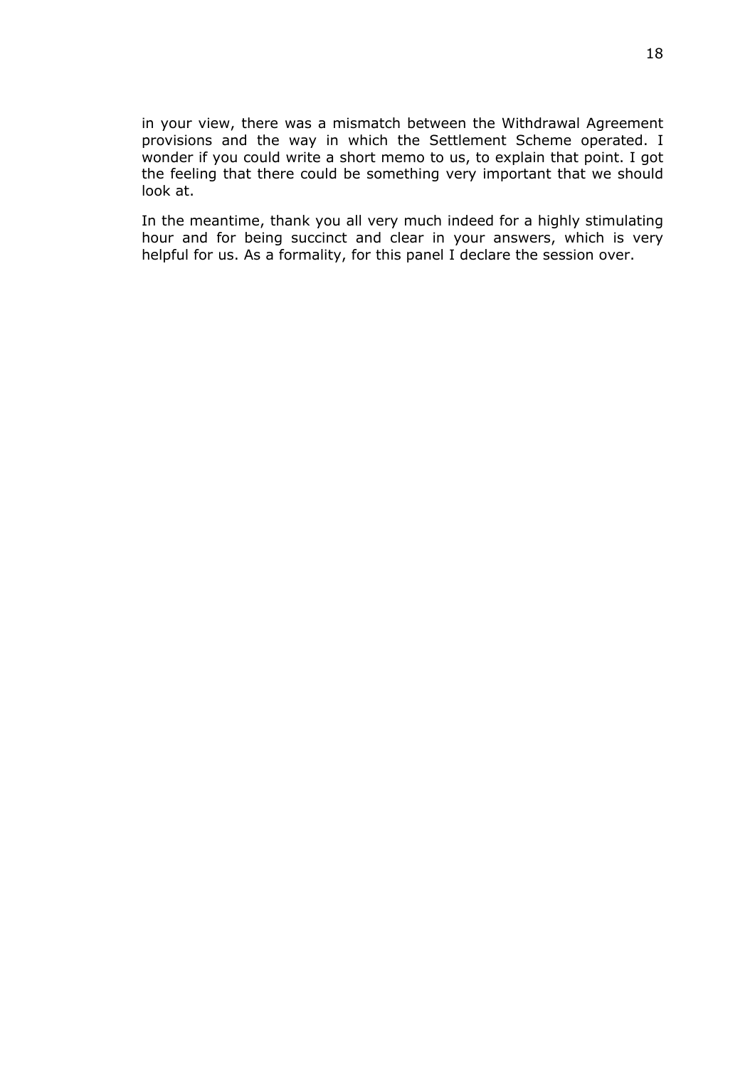in your view, there was a mismatch between the Withdrawal Agreement provisions and the way in which the Settlement Scheme operated. I wonder if you could write a short memo to us, to explain that point. I got the feeling that there could be something very important that we should look at.

In the meantime, thank you all very much indeed for a highly stimulating hour and for being succinct and clear in your answers, which is very helpful for us. As a formality, for this panel I declare the session over.